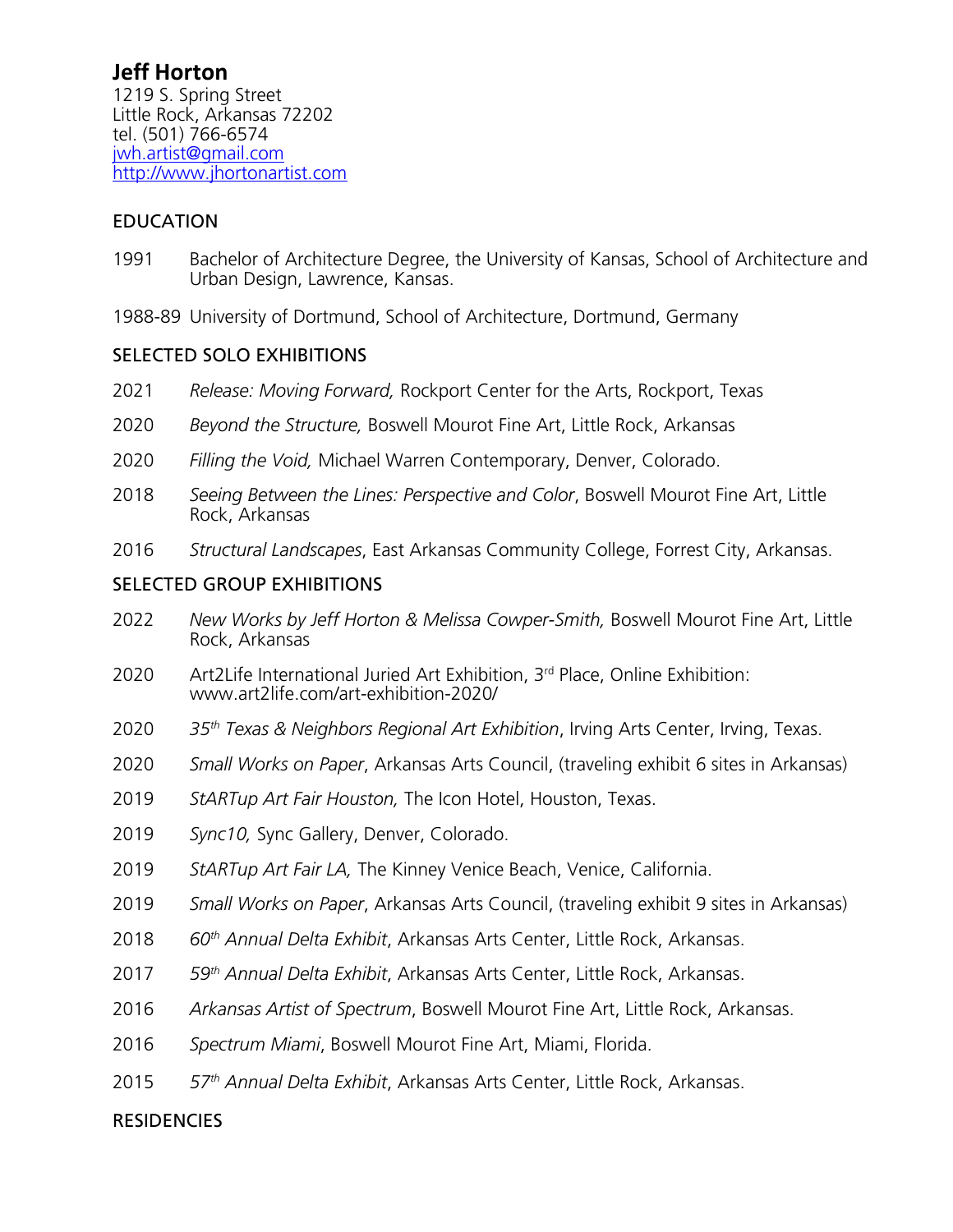# Jeff Horton

1219 S. Spring Street
Little Rock, Arkansas 72202
tel. (501) 766-6574
[jwh.artist@gmail.com](mailto:jwh.artist@gmail.com)
[http://www.jhortonartist.com](http://www.jhortonartist.com)

## EDUCATION

1991 Bachelor of Architecture Degree, the University of Kansas, School of Architecture and Urban Design, Lawrence, Kansas.

1988-89 University of Dortmund, School of Architecture, Dortmund, Germany

## SELECTED SOLO EXHIBITIONS

2021 *Release: Moving Forward,* Rockport Center for the Arts, Rockport, Texas

2020 *Beyond the Structure,* Boswell Mourot Fine Art, Little Rock, Arkansas

2020 *Filling the Void,* Michael Warren Contemporary, Denver, Colorado.

2018 *Seeing Between the Lines: Perspective and Color*, Boswell Mourot Fine Art, Little Rock, Arkansas

2016 *Structural Landscapes*, East Arkansas Community College, Forrest City, Arkansas.

## SELECTED GROUP EXHIBITIONS

2022 *New Works by Jeff Horton & Melissa Cowper-Smith,* Boswell Mourot Fine Art, Little Rock, Arkansas

2020 Art2Life International Juried Art Exhibition, 3rd Place, Online Exhibition: www.art2life.com/art-exhibition-2020/

2020 *35th Texas & Neighbors Regional Art Exhibition*, Irving Arts Center, Irving, Texas.

2020 *Small Works on Paper*, Arkansas Arts Council, (traveling exhibit 6 sites in Arkansas)

2019 *StARTup Art Fair Houston,* The Icon Hotel, Houston, Texas.

2019 *Sync10,* Sync Gallery, Denver, Colorado.

2019 *StARTup Art Fair LA,* The Kinney Venice Beach, Venice, California.

2019 *Small Works on Paper*, Arkansas Arts Council, (traveling exhibit 9 sites in Arkansas)

2018 *60th Annual Delta Exhibit*, Arkansas Arts Center, Little Rock, Arkansas.

2017 *59th Annual Delta Exhibit*, Arkansas Arts Center, Little Rock, Arkansas.

2016 *Arkansas Artist of Spectrum*, Boswell Mourot Fine Art, Little Rock, Arkansas.

2016 *Spectrum Miami*, Boswell Mourot Fine Art, Miami, Florida.

2015 *57th Annual Delta Exhibit*, Arkansas Arts Center, Little Rock, Arkansas.

## RESIDENCIES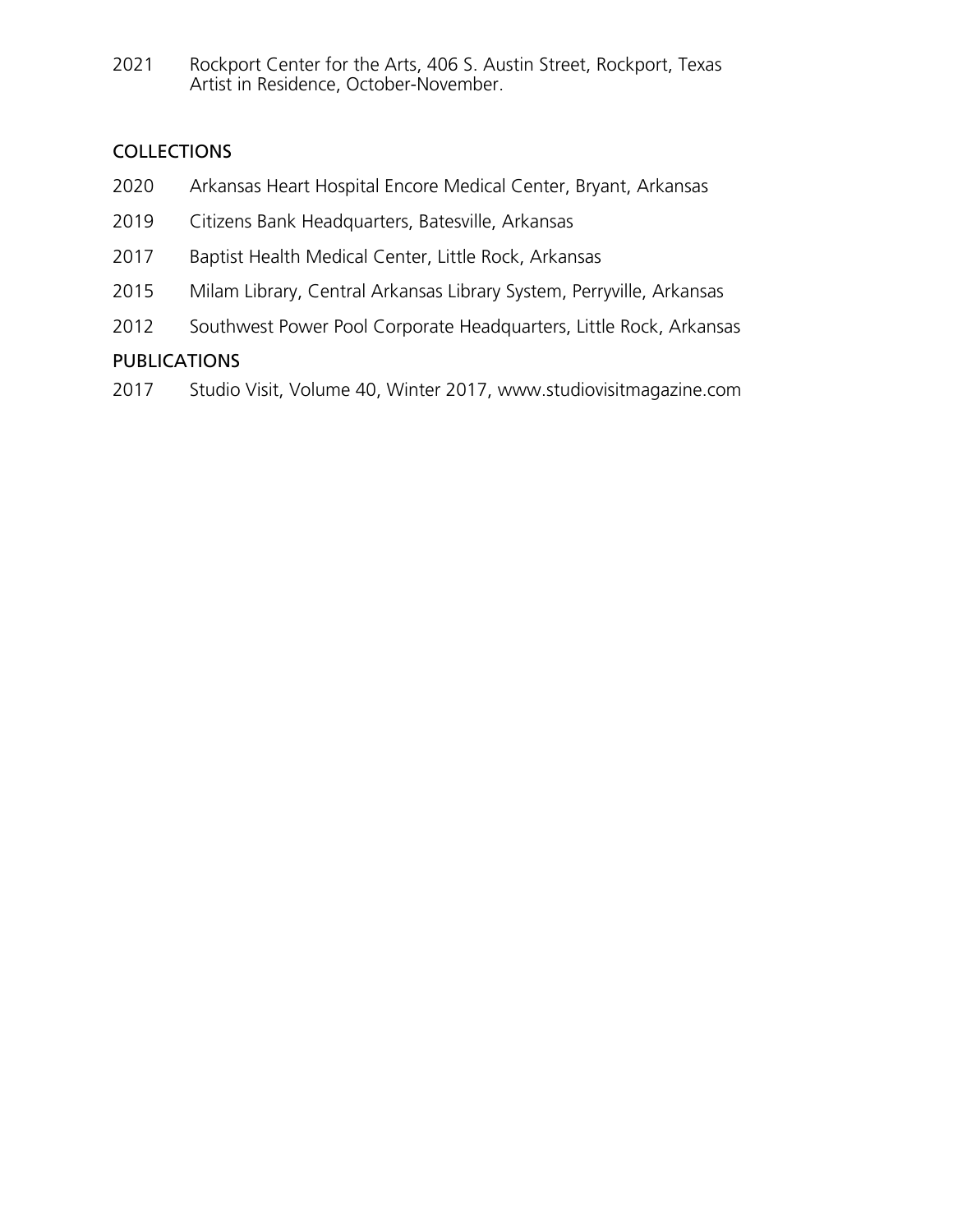2021 Rockport Center for the Arts, 406 S. Austin Street, Rockport, Texas
Artist in Residence, October-November.

## COLLECTIONS

2020 Arkansas Heart Hospital Encore Medical Center, Bryant, Arkansas

2019 Citizens Bank Headquarters, Batesville, Arkansas

2017 Baptist Health Medical Center, Little Rock, Arkansas

2015 Milam Library, Central Arkansas Library System, Perryville, Arkansas

2012 Southwest Power Pool Corporate Headquarters, Little Rock, Arkansas

## PUBLICATIONS

2017 Studio Visit, Volume 40, Winter 2017, www.studiovisitmagazine.com